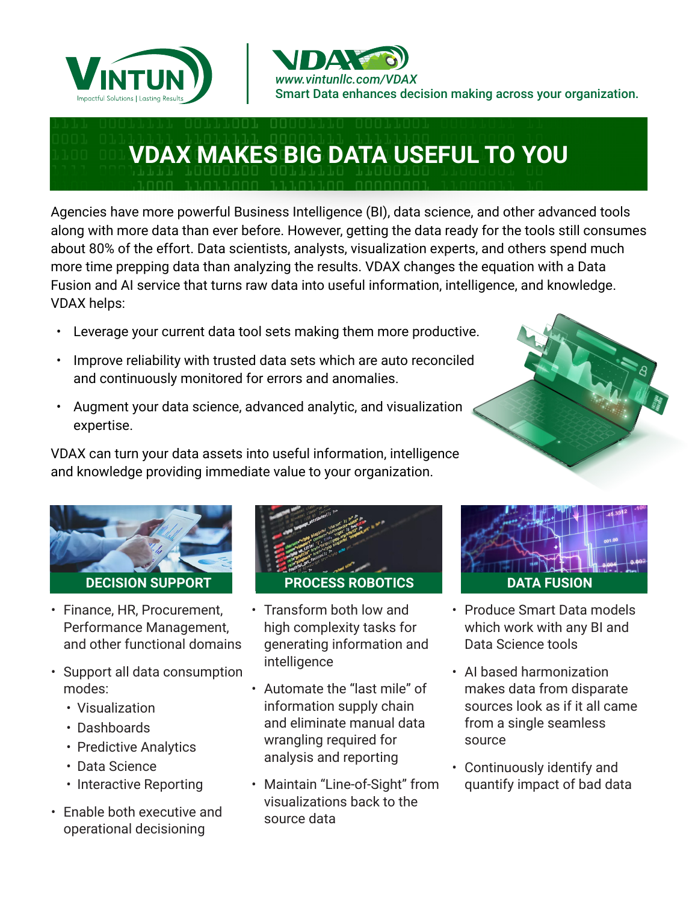VINTUN
Impactful Solutions | Lasting Results

VDAX
*www.vintunllc.com/VDAX*
Smart Data enhances decision making across your organization.

# VDAX MAKES BIG DATA USEFUL TO YOU

Agencies have more powerful Business Intelligence (BI), data science, and other advanced tools along with more data than ever before. However, getting the data ready for the tools still consumes about 80% of the effort. Data scientists, analysts, visualization experts, and others spend much more time prepping data than analyzing the results. VDAX changes the equation with a Data Fusion and AI service that turns raw data into useful information, intelligence, and knowledge. VDAX helps:

- Leverage your current data tool sets making them more productive.
- Improve reliability with trusted data sets which are auto reconciled and continuously monitored for errors and anomalies.
- Augment your data science, advanced analytic, and visualization expertise.

VDAX can turn your data assets into useful information, intelligence and knowledge providing immediate value to your organization.

## DECISION SUPPORT

- Finance, HR, Procurement, Performance Management, and other functional domains
- Support all data consumption modes:
  - Visualization
  - Dashboards
  - Predictive Analytics
  - Data Science
  - Interactive Reporting
- Enable both executive and operational decisioning

## PROCESS ROBOTICS

- Transform both low and high complexity tasks for generating information and intelligence
- Automate the "last mile" of information supply chain and eliminate manual data wrangling required for analysis and reporting
- Maintain "Line-of-Sight" from visualizations back to the source data

## DATA FUSION

- Produce Smart Data models which work with any BI and Data Science tools
- AI based harmonization makes data from disparate sources look as if it all came from a single seamless source
- Continuously identify and quantify impact of bad data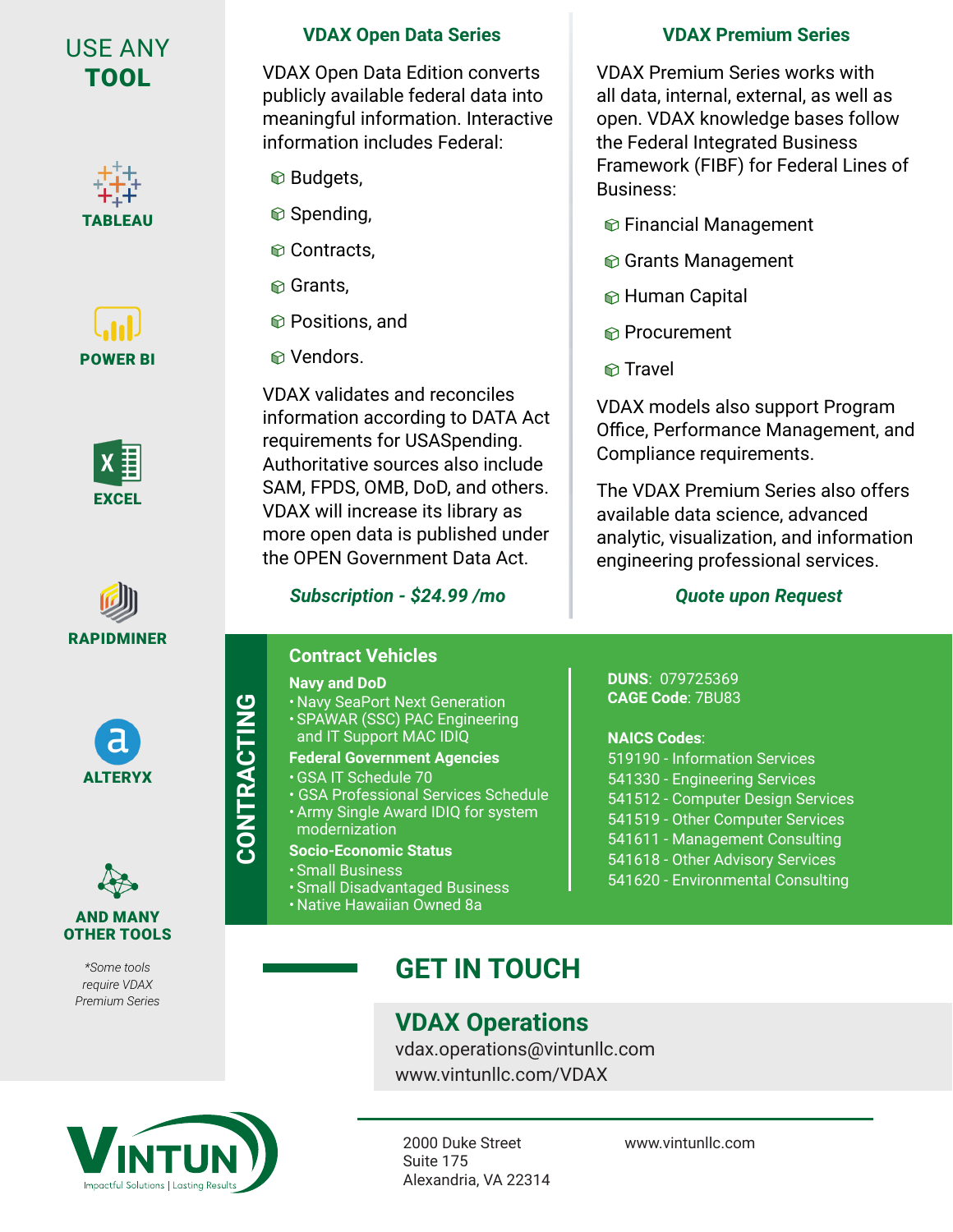## USE ANY TOOL

**TABLEAU**

**POWER BI**

**EXCEL**

**RAPIDMINER**

**ALTERYX**

**AND MANY OTHER TOOLS**

*\*Some tools require VDAX Premium Series*

## VDAX Open Data Series

VDAX Open Data Edition converts publicly available federal data into meaningful information. Interactive information includes Federal:

- Budgets,
- Spending,
- Contracts,
- Grants,
- Positions, and
- Vendors.

VDAX validates and reconciles information according to DATA Act requirements for USASpending. Authoritative sources also include SAM, FPDS, OMB, DoD, and others. VDAX will increase its library as more open data is published under the OPEN Government Data Act.

***Subscription - $24.99 /mo***

## VDAX Premium Series

VDAX Premium Series works with all data, internal, external, as well as open. VDAX knowledge bases follow the Federal Integrated Business Framework (FIBF) for Federal Lines of Business:

- Financial Management
- Grants Management
- Human Capital
- Procurement
- Travel

VDAX models also support Program Office, Performance Management, and Compliance requirements.

The VDAX Premium Series also offers available data science, advanced analytic, visualization, and information engineering professional services.

***Quote upon Request***

## CONTRACTING

### Contract Vehicles

**Navy and DoD**
- Navy SeaPort Next Generation
- SPAWAR (SSC) PAC Engineering and IT Support MAC IDIQ

**Federal Government Agencies**
- GSA IT Schedule 70
- GSA Professional Services Schedule
- Army Single Award IDIQ for system modernization

**Socio-Economic Status**
- Small Business
- Small Disadvantaged Business
- Native Hawaiian Owned 8a

**DUNS**: 079725369
**CAGE Code**: 7BU83

**NAICS Codes**:
519190 - Information Services
541330 - Engineering Services
541512 - Computer Design Services
541519 - Other Computer Services
541611 - Management Consulting
541618 - Other Advisory Services
541620 - Environmental Consulting

## GET IN TOUCH

### VDAX Operations

vdax.operations@vintunllc.com
www.vintunllc.com/VDAX

VINTUN
Impactful Solutions | Lasting Results

2000 Duke Street
Suite 175
Alexandria, VA 22314

www.vintunllc.com